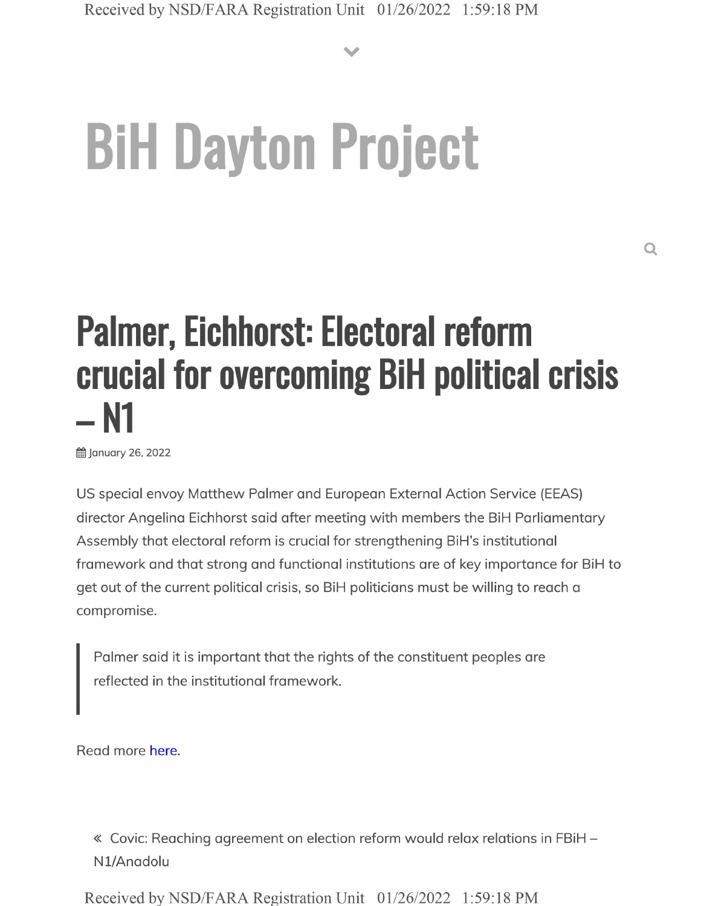# BiH Dayton Project

## Palmer, Eichhorst: Electoral reform crucial for overcoming BiH political crisis – N1

January 26, 2022

US special envoy Matthew Palmer and European External Action Service (EEAS) director Angelina Eichhorst said after meeting with members the BiH Parliamentary Assembly that electoral reform is crucial for strengthening BiH's institutional framework and that strong and functional institutions are of key importance for BiH to get out of the current political crisis, so BiH politicians must be willing to reach a compromise.

> Palmer said it is important that the rights of the constituent peoples are reflected in the institutional framework.

Read more here.

« Covic: Reaching agreement on election reform would relax relations in FBiH – N1/Anadolu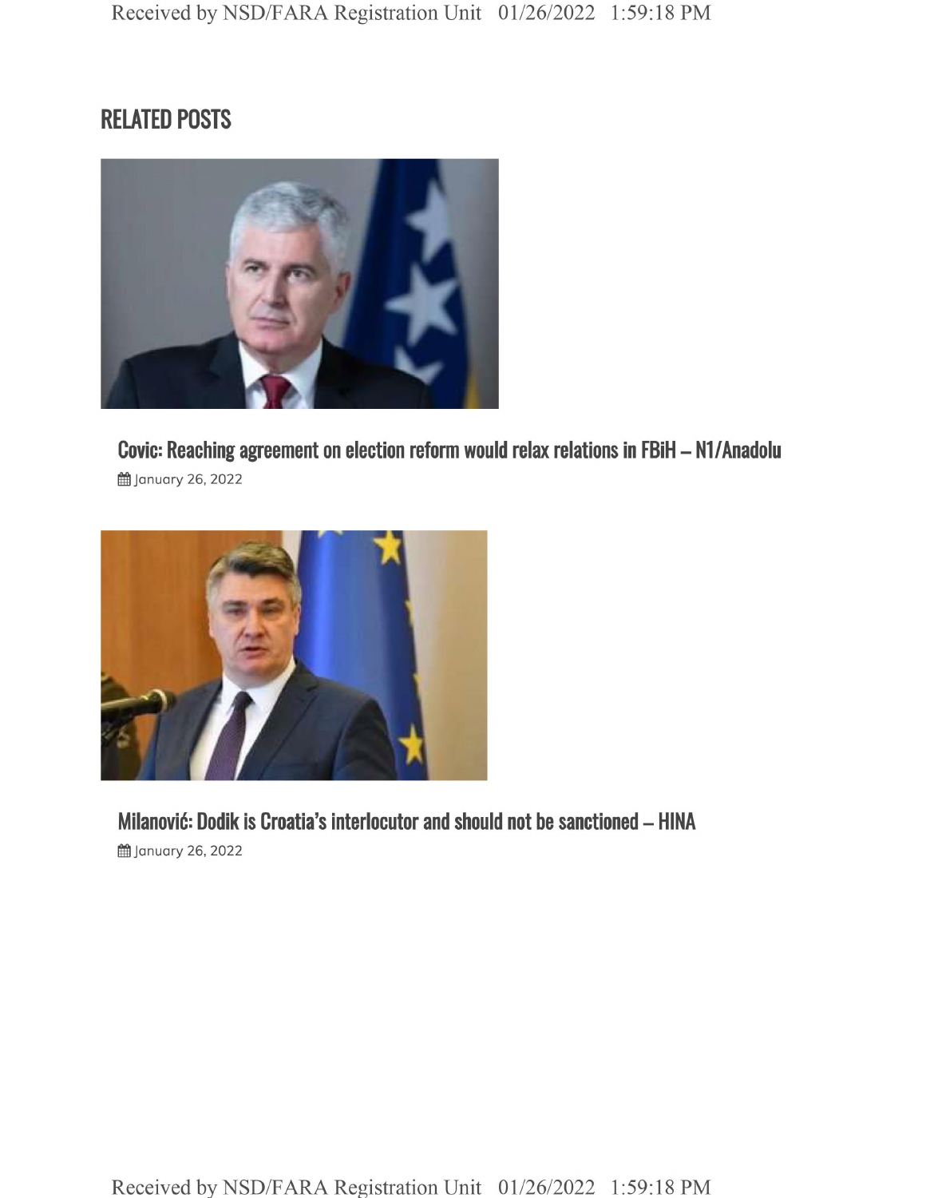## RELATED POSTS

### Covic: Reaching agreement on election reform would relax relations in FBiH – N1/Anadolu

January 26, 2022

### Milanović: Dodik is Croatia's interlocutor and should not be sanctioned – HINA

January 26, 2022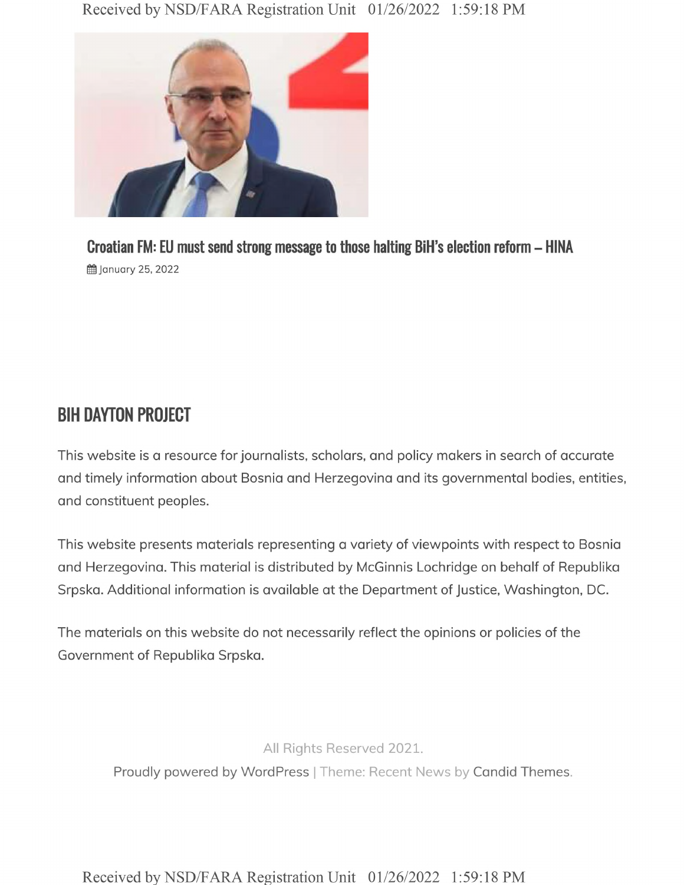### Croatian FM: EU must send strong message to those halting BiH's election reform – HINA

January 25, 2022

## BIH DAYTON PROJECT

This website is a resource for journalists, scholars, and policy makers in search of accurate and timely information about Bosnia and Herzegovina and its governmental bodies, entities, and constituent peoples.

This website presents materials representing a variety of viewpoints with respect to Bosnia and Herzegovina. This material is distributed by McGinnis Lochridge on behalf of Republika Srpska. Additional information is available at the Department of Justice, Washington, DC.

The materials on this website do not necessarily reflect the opinions or policies of the Government of Republika Srpska.

All Rights Reserved 2021.

Proudly powered by WordPress | Theme: Recent News by Candid Themes.